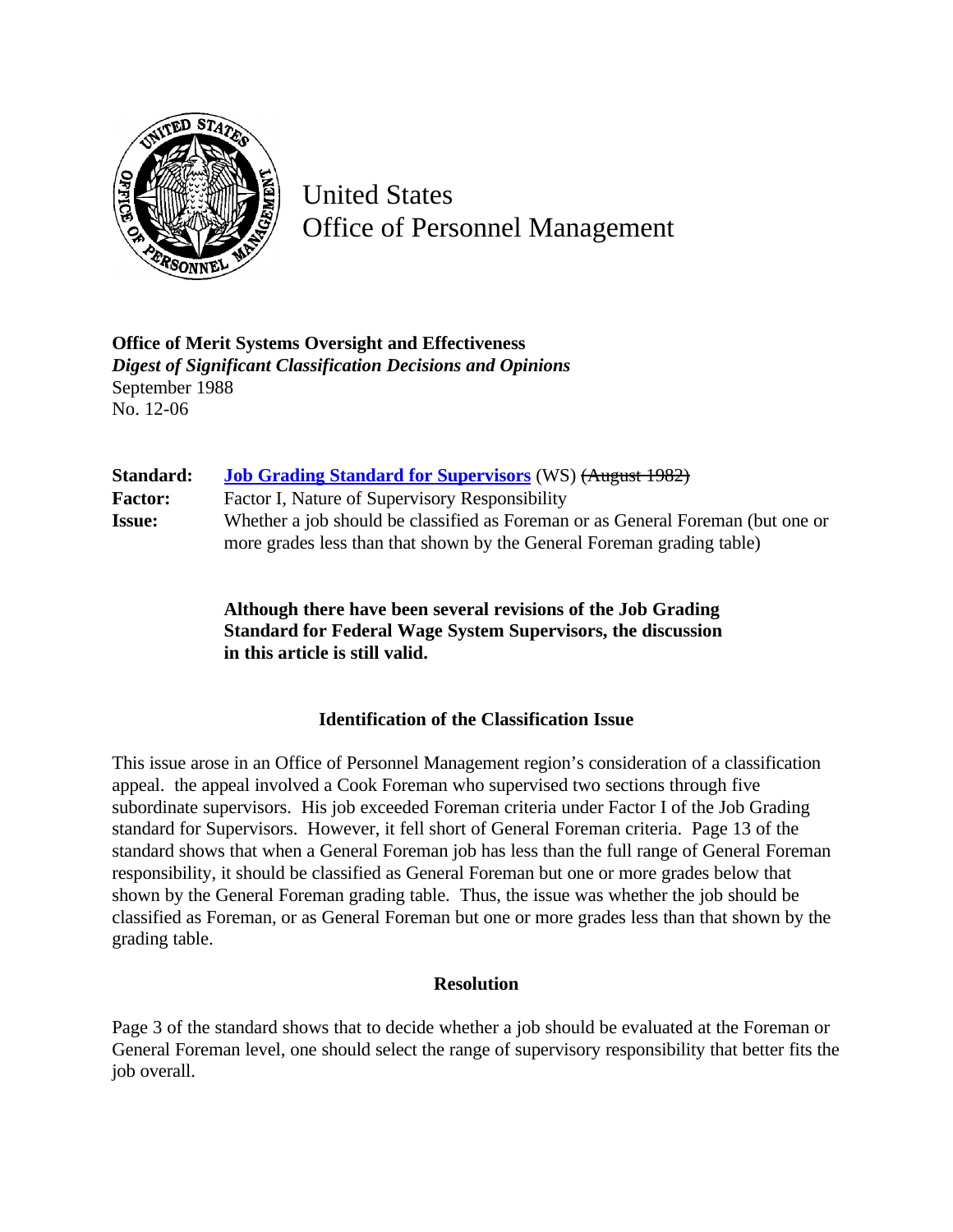United States
Office of Personnel Management

**Office of Merit Systems Oversight and Effectiveness**
***Digest of Significant Classification Decisions and Opinions***
September 1988
No. 12-06

**Standard:** **Job Grading Standard for Supervisors** (WS) ~~(August 1982)~~
**Factor:** Factor I, Nature of Supervisory Responsibility
**Issue:** Whether a job should be classified as Foreman or as General Foreman (but one or more grades less than that shown by the General Foreman grading table)

**Although there have been several revisions of the Job Grading Standard for Federal Wage System Supervisors, the discussion in this article is still valid.**

## Identification of the Classification Issue

This issue arose in an Office of Personnel Management region's consideration of a classification appeal. the appeal involved a Cook Foreman who supervised two sections through five subordinate supervisors. His job exceeded Foreman criteria under Factor I of the Job Grading standard for Supervisors. However, it fell short of General Foreman criteria. Page 13 of the standard shows that when a General Foreman job has less than the full range of General Foreman responsibility, it should be classified as General Foreman but one or more grades below that shown by the General Foreman grading table. Thus, the issue was whether the job should be classified as Foreman, or as General Foreman but one or more grades less than that shown by the grading table.

## Resolution

Page 3 of the standard shows that to decide whether a job should be evaluated at the Foreman or General Foreman level, one should select the range of supervisory responsibility that better fits the job overall.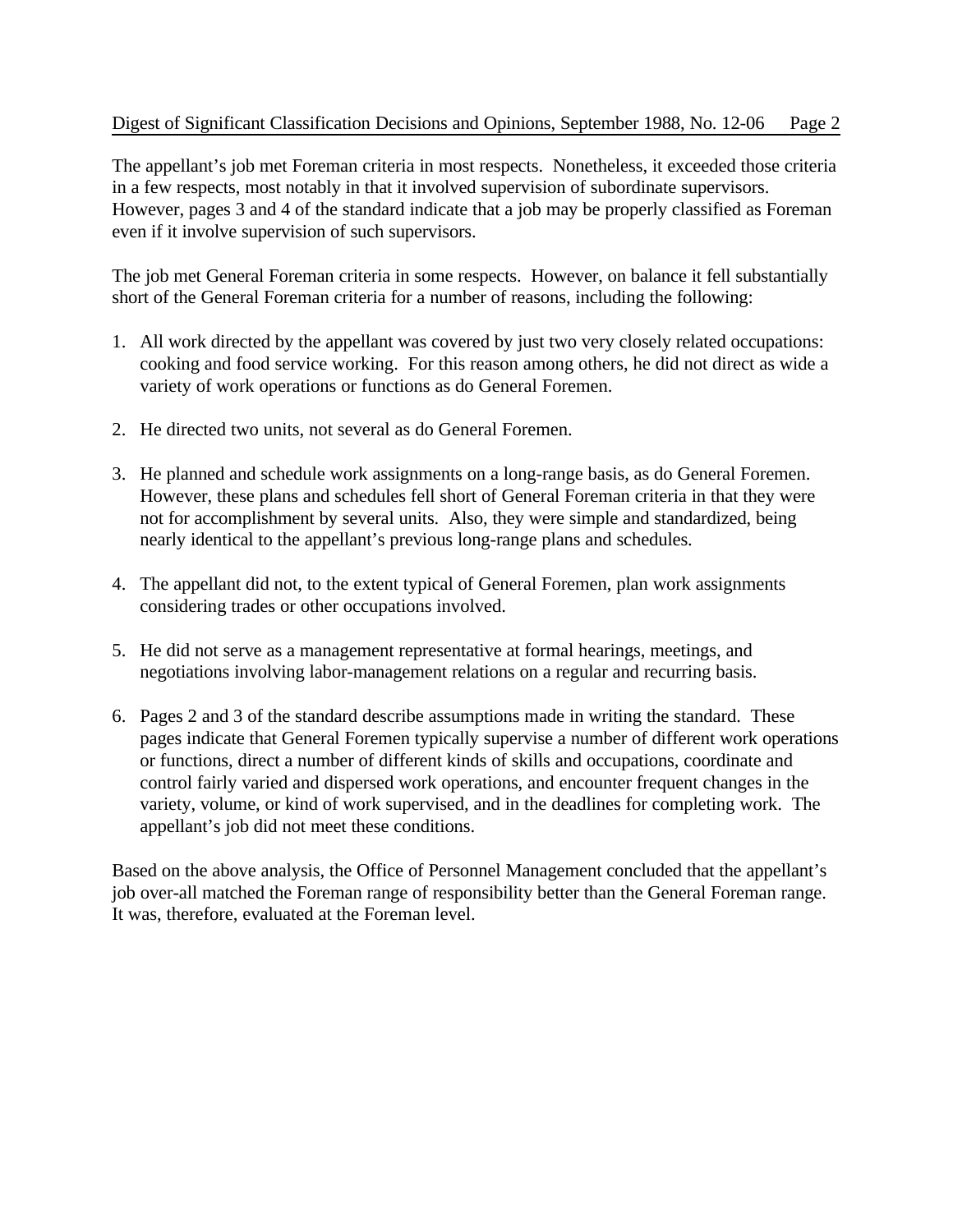The appellant's job met Foreman criteria in most respects. Nonetheless, it exceeded those criteria in a few respects, most notably in that it involved supervision of subordinate supervisors. However, pages 3 and 4 of the standard indicate that a job may be properly classified as Foreman even if it involve supervision of such supervisors.

The job met General Foreman criteria in some respects. However, on balance it fell substantially short of the General Foreman criteria for a number of reasons, including the following:

1. All work directed by the appellant was covered by just two very closely related occupations: cooking and food service working. For this reason among others, he did not direct as wide a variety of work operations or functions as do General Foremen.

2. He directed two units, not several as do General Foremen.

3. He planned and schedule work assignments on a long-range basis, as do General Foremen. However, these plans and schedules fell short of General Foreman criteria in that they were not for accomplishment by several units. Also, they were simple and standardized, being nearly identical to the appellant's previous long-range plans and schedules.

4. The appellant did not, to the extent typical of General Foremen, plan work assignments considering trades or other occupations involved.

5. He did not serve as a management representative at formal hearings, meetings, and negotiations involving labor-management relations on a regular and recurring basis.

6. Pages 2 and 3 of the standard describe assumptions made in writing the standard. These pages indicate that General Foremen typically supervise a number of different work operations or functions, direct a number of different kinds of skills and occupations, coordinate and control fairly varied and dispersed work operations, and encounter frequent changes in the variety, volume, or kind of work supervised, and in the deadlines for completing work. The appellant's job did not meet these conditions.

Based on the above analysis, the Office of Personnel Management concluded that the appellant's job over-all matched the Foreman range of responsibility better than the General Foreman range. It was, therefore, evaluated at the Foreman level.